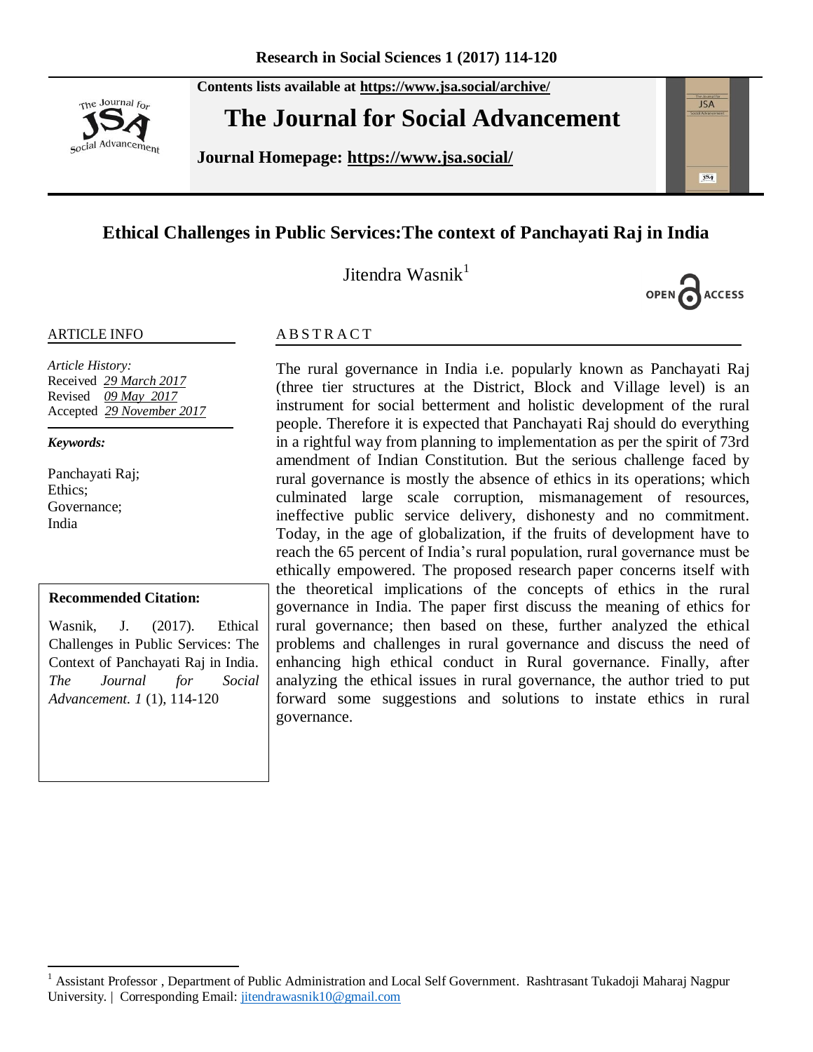Contents lists available at https://www.jsa.social/archive/

# The Journal for Social Advancement

**Journal Homepage: https://www.jsa.social/**

## Ethical Challenges in Public Services:The context of Panchayati Raj in India

Jitendra Wasnik[1]

OPEN ACCESS

### ARTICLE INFO

*Article History:*
Received *29 March 2017*
Revised *09 May 2017*
Accepted *29 November 2017*

***Keywords:***

Panchayati Raj;
Ethics;
Governance;
India

**Recommended Citation:**

Wasnik, J. (2017). Ethical Challenges in Public Services: The Context of Panchayati Raj in India. *The Journal for Social Advancement. 1* (1), 114-120

### ABSTRACT

The rural governance in India i.e. popularly known as Panchayati Raj (three tier structures at the District, Block and Village level) is an instrument for social betterment and holistic development of the rural people. Therefore it is expected that Panchayati Raj should do everything in a rightful way from planning to implementation as per the spirit of 73rd amendment of Indian Constitution. But the serious challenge faced by rural governance is mostly the absence of ethics in its operations; which culminated large scale corruption, mismanagement of resources, ineffective public service delivery, dishonesty and no commitment. Today, in the age of globalization, if the fruits of development have to reach the 65 percent of India's rural population, rural governance must be ethically empowered. The proposed research paper concerns itself with the theoretical implications of the concepts of ethics in the rural governance in India. The paper first discuss the meaning of ethics for rural governance; then based on these, further analyzed the ethical problems and challenges in rural governance and discuss the need of enhancing high ethical conduct in Rural governance. Finally, after analyzing the ethical issues in rural governance, the author tried to put forward some suggestions and solutions to instate ethics in rural governance.

---

[1] Assistant Professor , Department of Public Administration and Local Self Government. Rashtrasant Tukadoji Maharaj Nagpur University. | Corresponding Email: jitendrawasnik10@gmail.com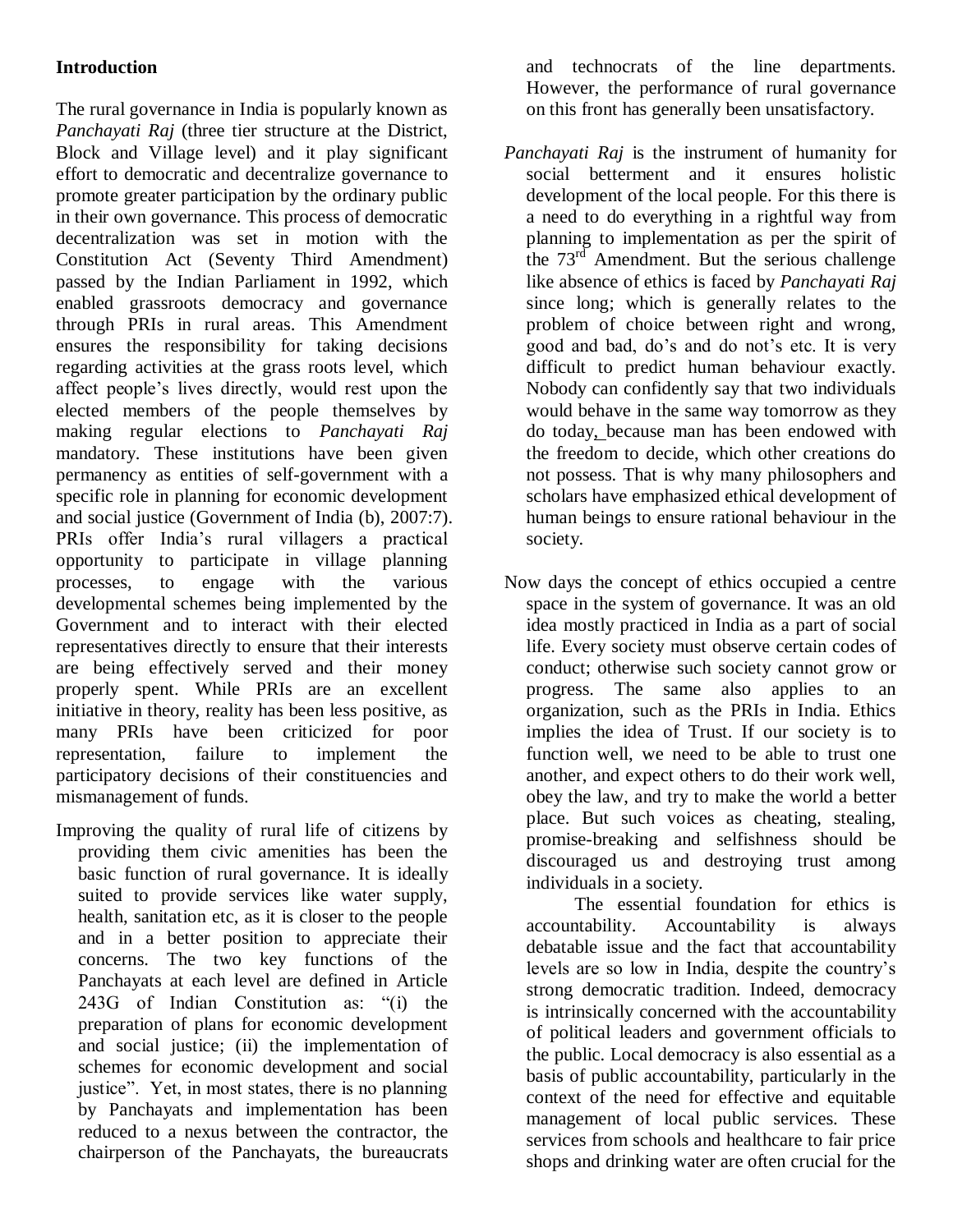### Introduction

The rural governance in India is popularly known as *Panchayati Raj* (three tier structure at the District, Block and Village level) and it play significant effort to democratic and decentralize governance to promote greater participation by the ordinary public in their own governance. This process of democratic decentralization was set in motion with the Constitution Act (Seventy Third Amendment) passed by the Indian Parliament in 1992, which enabled grassroots democracy and governance through PRIs in rural areas. This Amendment ensures the responsibility for taking decisions regarding activities at the grass roots level, which affect people's lives directly, would rest upon the elected members of the people themselves by making regular elections to *Panchayati Raj* mandatory. These institutions have been given permanency as entities of self-government with a specific role in planning for economic development and social justice (Government of India (b), 2007:7). PRIs offer India's rural villagers a practical opportunity to participate in village planning processes, to engage with the various developmental schemes being implemented by the Government and to interact with their elected representatives directly to ensure that their interests are being effectively served and their money properly spent. While PRIs are an excellent initiative in theory, reality has been less positive, as many PRIs have been criticized for poor representation, failure to implement the participatory decisions of their constituencies and mismanagement of funds.

Improving the quality of rural life of citizens by providing them civic amenities has been the basic function of rural governance. It is ideally suited to provide services like water supply, health, sanitation etc, as it is closer to the people and in a better position to appreciate their concerns. The two key functions of the Panchayats at each level are defined in Article 243G of Indian Constitution as: "(i) the preparation of plans for economic development and social justice; (ii) the implementation of schemes for economic development and social justice". Yet, in most states, there is no planning by Panchayats and implementation has been reduced to a nexus between the contractor, the chairperson of the Panchayats, the bureaucrats and technocrats of the line departments. However, the performance of rural governance on this front has generally been unsatisfactory.

*Panchayati Raj* is the instrument of humanity for social betterment and it ensures holistic development of the local people. For this there is a need to do everything in a rightful way from planning to implementation as per the spirit of the 73rd Amendment. But the serious challenge like absence of ethics is faced by *Panchayati Raj* since long; which is generally relates to the problem of choice between right and wrong, good and bad, do's and do not's etc. It is very difficult to predict human behaviour exactly. Nobody can confidently say that two individuals would behave in the same way tomorrow as they do today, because man has been endowed with the freedom to decide, which other creations do not possess. That is why many philosophers and scholars have emphasized ethical development of human beings to ensure rational behaviour in the society.

Now days the concept of ethics occupied a centre space in the system of governance. It was an old idea mostly practiced in India as a part of social life. Every society must observe certain codes of conduct; otherwise such society cannot grow or progress. The same also applies to an organization, such as the PRIs in India. Ethics implies the idea of Trust. If our society is to function well, we need to be able to trust one another, and expect others to do their work well, obey the law, and try to make the world a better place. But such voices as cheating, stealing, promise-breaking and selfishness should be discouraged us and destroying trust among individuals in a society.

The essential foundation for ethics is accountability. Accountability is always debatable issue and the fact that accountability levels are so low in India, despite the country's strong democratic tradition. Indeed, democracy is intrinsically concerned with the accountability of political leaders and government officials to the public. Local democracy is also essential as a basis of public accountability, particularly in the context of the need for effective and equitable management of local public services. These services from schools and healthcare to fair price shops and drinking water are often crucial for the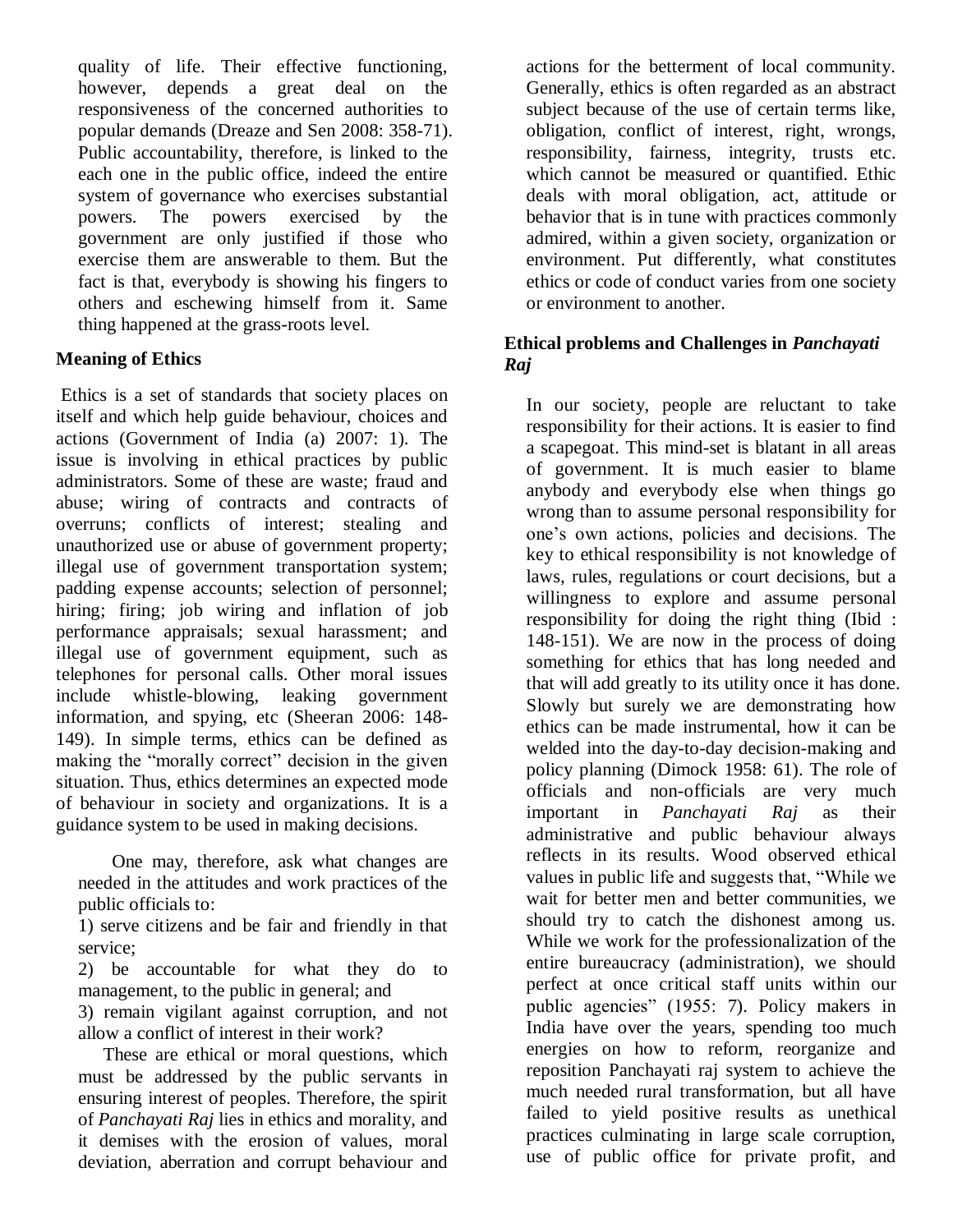quality of life. Their effective functioning, however, depends a great deal on the responsiveness of the concerned authorities to popular demands (Dreaze and Sen 2008: 358-71). Public accountability, therefore, is linked to the each one in the public office, indeed the entire system of governance who exercises substantial powers. The powers exercised by the government are only justified if those who exercise them are answerable to them. But the fact is that, everybody is showing his fingers to others and eschewing himself from it. Same thing happened at the grass-roots level.

## Meaning of Ethics

Ethics is a set of standards that society places on itself and which help guide behaviour, choices and actions (Government of India (a) 2007: 1). The issue is involving in ethical practices by public administrators. Some of these are waste; fraud and abuse; wiring of contracts and contracts of overruns; conflicts of interest; stealing and unauthorized use or abuse of government property; illegal use of government transportation system; padding expense accounts; selection of personnel; hiring; firing; job wiring and inflation of job performance appraisals; sexual harassment; and illegal use of government equipment, such as telephones for personal calls. Other moral issues include whistle-blowing, leaking government information, and spying, etc (Sheeran 2006: 148-149). In simple terms, ethics can be defined as making the "morally correct" decision in the given situation. Thus, ethics determines an expected mode of behaviour in society and organizations. It is a guidance system to be used in making decisions.

One may, therefore, ask what changes are needed in the attitudes and work practices of the public officials to:

1) serve citizens and be fair and friendly in that service;
2) be accountable for what they do to management, to the public in general; and
3) remain vigilant against corruption, and not allow a conflict of interest in their work?

These are ethical or moral questions, which must be addressed by the public servants in ensuring interest of peoples. Therefore, the spirit of *Panchayati Raj* lies in ethics and morality, and it demises with the erosion of values, moral deviation, aberration and corrupt behaviour and actions for the betterment of local community. Generally, ethics is often regarded as an abstract subject because of the use of certain terms like, obligation, conflict of interest, right, wrongs, responsibility, fairness, integrity, trusts etc. which cannot be measured or quantified. Ethic deals with moral obligation, act, attitude or behavior that is in tune with practices commonly admired, within a given society, organization or environment. Put differently, what constitutes ethics or code of conduct varies from one society or environment to another.

## Ethical problems and Challenges in *Panchayati Raj*

In our society, people are reluctant to take responsibility for their actions. It is easier to find a scapegoat. This mind-set is blatant in all areas of government. It is much easier to blame anybody and everybody else when things go wrong than to assume personal responsibility for one's own actions, policies and decisions. The key to ethical responsibility is not knowledge of laws, rules, regulations or court decisions, but a willingness to explore and assume personal responsibility for doing the right thing (Ibid : 148-151). We are now in the process of doing something for ethics that has long needed and that will add greatly to its utility once it has done. Slowly but surely we are demonstrating how ethics can be made instrumental, how it can be welded into the day-to-day decision-making and policy planning (Dimock 1958: 61). The role of officials and non-officials are very much important in *Panchayati Raj* as their administrative and public behaviour always reflects in its results. Wood observed ethical values in public life and suggests that, "While we wait for better men and better communities, we should try to catch the dishonest among us. While we work for the professionalization of the entire bureaucracy (administration), we should perfect at once critical staff units within our public agencies" (1955: 7). Policy makers in India have over the years, spending too much energies on how to reform, reorganize and reposition Panchayati raj system to achieve the much needed rural transformation, but all have failed to yield positive results as unethical practices culminating in large scale corruption, use of public office for private profit, and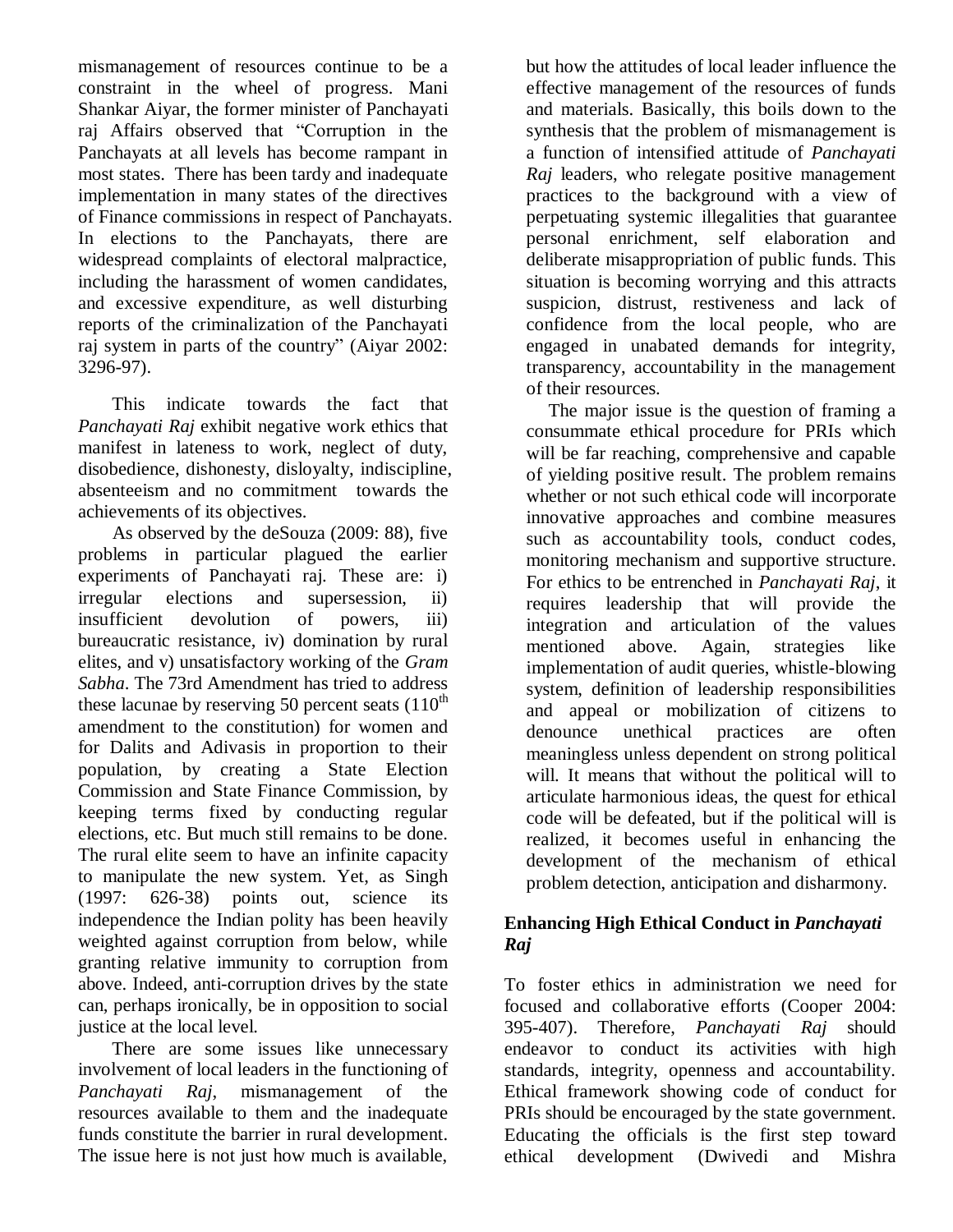mismanagement of resources continue to be a constraint in the wheel of progress. Mani Shankar Aiyar, the former minister of Panchayati raj Affairs observed that "Corruption in the Panchayats at all levels has become rampant in most states. There has been tardy and inadequate implementation in many states of the directives of Finance commissions in respect of Panchayats. In elections to the Panchayats, there are widespread complaints of electoral malpractice, including the harassment of women candidates, and excessive expenditure, as well disturbing reports of the criminalization of the Panchayati raj system in parts of the country" (Aiyar 2002: 3296-97).

This indicate towards the fact that *Panchayati Raj* exhibit negative work ethics that manifest in lateness to work, neglect of duty, disobedience, dishonesty, disloyalty, indiscipline, absenteeism and no commitment towards the achievements of its objectives.

As observed by the deSouza (2009: 88), five problems in particular plagued the earlier experiments of Panchayati raj. These are: i) irregular elections and supersession, ii) insufficient devolution of powers, iii) bureaucratic resistance, iv) domination by rural elites, and v) unsatisfactory working of the *Gram Sabha*. The 73rd Amendment has tried to address these lacunae by reserving 50 percent seats (110$^{th}$ amendment to the constitution) for women and for Dalits and Adivasis in proportion to their population, by creating a State Election Commission and State Finance Commission, by keeping terms fixed by conducting regular elections, etc. But much still remains to be done. The rural elite seem to have an infinite capacity to manipulate the new system. Yet, as Singh (1997: 626-38) points out, science its independence the Indian polity has been heavily weighted against corruption from below, while granting relative immunity to corruption from above. Indeed, anti-corruption drives by the state can, perhaps ironically, be in opposition to social justice at the local level.

There are some issues like unnecessary involvement of local leaders in the functioning of *Panchayati Raj*, mismanagement of the resources available to them and the inadequate funds constitute the barrier in rural development. The issue here is not just how much is available, but how the attitudes of local leader influence the effective management of the resources of funds and materials. Basically, this boils down to the synthesis that the problem of mismanagement is a function of intensified attitude of *Panchayati Raj* leaders, who relegate positive management practices to the background with a view of perpetuating systemic illegalities that guarantee personal enrichment, self elaboration and deliberate misappropriation of public funds. This situation is becoming worrying and this attracts suspicion, distrust, restiveness and lack of confidence from the local people, who are engaged in unabated demands for integrity, transparency, accountability in the management of their resources.

The major issue is the question of framing a consummate ethical procedure for PRIs which will be far reaching, comprehensive and capable of yielding positive result. The problem remains whether or not such ethical code will incorporate innovative approaches and combine measures such as accountability tools, conduct codes, monitoring mechanism and supportive structure. For ethics to be entrenched in *Panchayati Raj*, it requires leadership that will provide the integration and articulation of the values mentioned above. Again, strategies like implementation of audit queries, whistle-blowing system, definition of leadership responsibilities and appeal or mobilization of citizens to denounce unethical practices are often meaningless unless dependent on strong political will. It means that without the political will to articulate harmonious ideas, the quest for ethical code will be defeated, but if the political will is realized, it becomes useful in enhancing the development of the mechanism of ethical problem detection, anticipation and disharmony.

## Enhancing High Ethical Conduct in *Panchayati Raj*

To foster ethics in administration we need for focused and collaborative efforts (Cooper 2004: 395-407). Therefore, *Panchayati Raj* should endeavor to conduct its activities with high standards, integrity, openness and accountability. Ethical framework showing code of conduct for PRIs should be encouraged by the state government. Educating the officials is the first step toward ethical development (Dwivedi and Mishra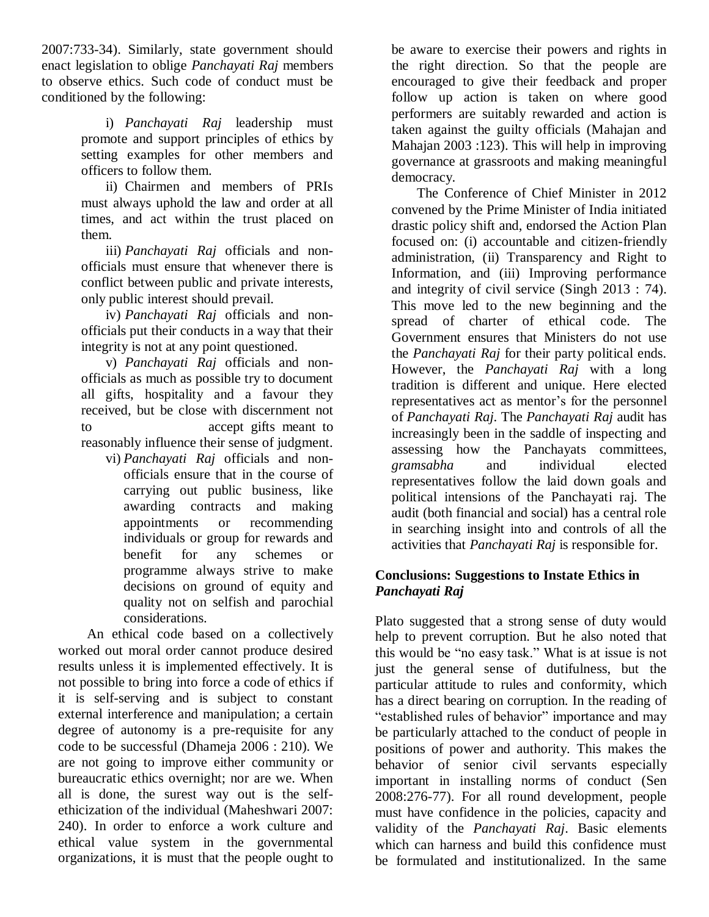2007:733-34). Similarly, state government should enact legislation to oblige *Panchayati Raj* members to observe ethics. Such code of conduct must be conditioned by the following:

i) *Panchayati Raj* leadership must promote and support principles of ethics by setting examples for other members and officers to follow them.

ii) Chairmen and members of PRIs must always uphold the law and order at all times, and act within the trust placed on them.

iii) *Panchayati Raj* officials and non-officials must ensure that whenever there is conflict between public and private interests, only public interest should prevail.

iv) *Panchayati Raj* officials and non-officials put their conducts in a way that their integrity is not at any point questioned.

v) *Panchayati Raj* officials and non-officials as much as possible try to document all gifts, hospitality and a favour they received, but be close with discernment not to accept gifts meant to reasonably influence their sense of judgment.

vi) *Panchayati Raj* officials and non-officials ensure that in the course of carrying out public business, like awarding contracts and making appointments or recommending individuals or group for rewards and benefit for any schemes or programme always strive to make decisions on ground of equity and quality not on selfish and parochial considerations.

An ethical code based on a collectively worked out moral order cannot produce desired results unless it is implemented effectively. It is not possible to bring into force a code of ethics if it is self-serving and is subject to constant external interference and manipulation; a certain degree of autonomy is a pre-requisite for any code to be successful (Dhameja 2006 : 210). We are not going to improve either community or bureaucratic ethics overnight; nor are we. When all is done, the surest way out is the self-ethicization of the individual (Maheshwari 2007: 240). In order to enforce a work culture and ethical value system in the governmental organizations, it is must that the people ought to be aware to exercise their powers and rights in the right direction. So that the people are encouraged to give their feedback and proper follow up action is taken on where good performers are suitably rewarded and action is taken against the guilty officials (Mahajan and Mahajan 2003 :123). This will help in improving governance at grassroots and making meaningful democracy.

The Conference of Chief Minister in 2012 convened by the Prime Minister of India initiated drastic policy shift and, endorsed the Action Plan focused on: (i) accountable and citizen-friendly administration, (ii) Transparency and Right to Information, and (iii) Improving performance and integrity of civil service (Singh 2013 : 74). This move led to the new beginning and the spread of charter of ethical code. The Government ensures that Ministers do not use the *Panchayati Raj* for their party political ends. However, the *Panchayati Raj* with a long tradition is different and unique. Here elected representatives act as mentor's for the personnel of *Panchayati Raj*. The *Panchayati Raj* audit has increasingly been in the saddle of inspecting and assessing how the Panchayats committees, *gramsabha* and individual elected representatives follow the laid down goals and political intensions of the Panchayati raj. The audit (both financial and social) has a central role in searching insight into and controls of all the activities that *Panchayati Raj* is responsible for.

## Conclusions: Suggestions to Instate Ethics in *Panchayati Raj*

Plato suggested that a strong sense of duty would help to prevent corruption. But he also noted that this would be "no easy task." What is at issue is not just the general sense of dutifulness, but the particular attitude to rules and conformity, which has a direct bearing on corruption. In the reading of "established rules of behavior" importance and may be particularly attached to the conduct of people in positions of power and authority. This makes the behavior of senior civil servants especially important in installing norms of conduct (Sen 2008:276-77). For all round development, people must have confidence in the policies, capacity and validity of the *Panchayati Raj*. Basic elements which can harness and build this confidence must be formulated and institutionalized. In the same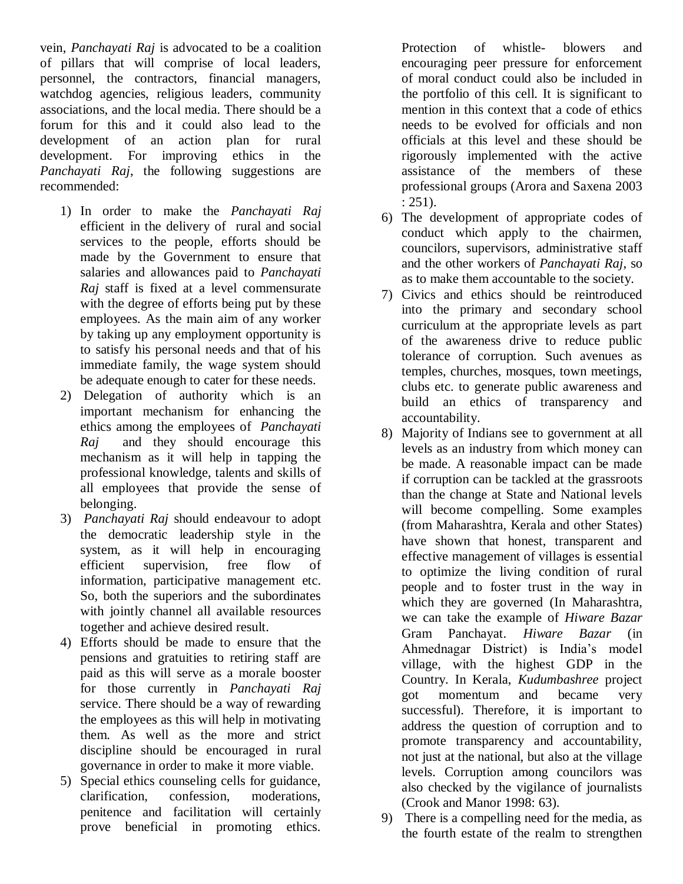vein, *Panchayati Raj* is advocated to be a coalition of pillars that will comprise of local leaders, personnel, the contractors, financial managers, watchdog agencies, religious leaders, community associations, and the local media. There should be a forum for this and it could also lead to the development of an action plan for rural development. For improving ethics in the *Panchayati Raj*, the following suggestions are recommended:

1) In order to make the *Panchayati Raj* efficient in the delivery of rural and social services to the people, efforts should be made by the Government to ensure that salaries and allowances paid to *Panchayati Raj* staff is fixed at a level commensurate with the degree of efforts being put by these employees. As the main aim of any worker by taking up any employment opportunity is to satisfy his personal needs and that of his immediate family, the wage system should be adequate enough to cater for these needs.
2) Delegation of authority which is an important mechanism for enhancing the ethics among the employees of *Panchayati Raj* and they should encourage this mechanism as it will help in tapping the professional knowledge, talents and skills of all employees that provide the sense of belonging.
3) *Panchayati Raj* should endeavour to adopt the democratic leadership style in the system, as it will help in encouraging efficient supervision, free flow of information, participative management etc. So, both the superiors and the subordinates with jointly channel all available resources together and achieve desired result.
4) Efforts should be made to ensure that the pensions and gratuities to retiring staff are paid as this will serve as a morale booster for those currently in *Panchayati Raj* service. There should be a way of rewarding the employees as this will help in motivating them. As well as the more and strict discipline should be encouraged in rural governance in order to make it more viable.
5) Special ethics counseling cells for guidance, clarification, confession, moderations, penitence and facilitation will certainly prove beneficial in promoting ethics. Protection of whistle- blowers and encouraging peer pressure for enforcement of moral conduct could also be included in the portfolio of this cell. It is significant to mention in this context that a code of ethics needs to be evolved for officials and non officials at this level and these should be rigorously implemented with the active assistance of the members of these professional groups (Arora and Saxena 2003 : 251).
6) The development of appropriate codes of conduct which apply to the chairmen, councilors, supervisors, administrative staff and the other workers of *Panchayati Raj*, so as to make them accountable to the society.
7) Civics and ethics should be reintroduced into the primary and secondary school curriculum at the appropriate levels as part of the awareness drive to reduce public tolerance of corruption. Such avenues as temples, churches, mosques, town meetings, clubs etc. to generate public awareness and build an ethics of transparency and accountability.
8) Majority of Indians see to government at all levels as an industry from which money can be made. A reasonable impact can be made if corruption can be tackled at the grassroots than the change at State and National levels will become compelling. Some examples (from Maharashtra, Kerala and other States) have shown that honest, transparent and effective management of villages is essential to optimize the living condition of rural people and to foster trust in the way in which they are governed (In Maharashtra, we can take the example of *Hiware Bazar* Gram Panchayat. *Hiware Bazar* (in Ahmednagar District) is India's model village, with the highest GDP in the Country. In Kerala, *Kudumbashree* project got momentum and became very successful). Therefore, it is important to address the question of corruption and to promote transparency and accountability, not just at the national, but also at the village levels. Corruption among councilors was also checked by the vigilance of journalists (Crook and Manor 1998: 63).
9) There is a compelling need for the media, as the fourth estate of the realm to strengthen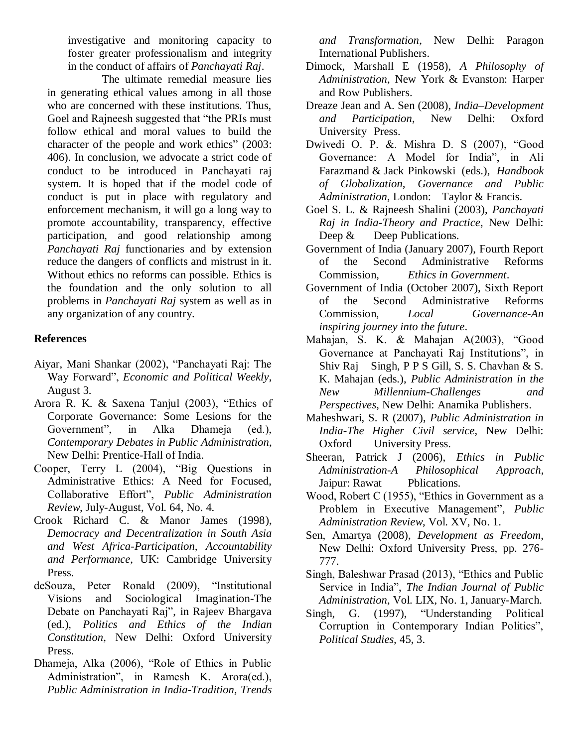investigative and monitoring capacity to foster greater professionalism and integrity in the conduct of affairs of *Panchayati Raj*.

The ultimate remedial measure lies in generating ethical values among in all those who are concerned with these institutions. Thus, Goel and Rajneesh suggested that "the PRIs must follow ethical and moral values to build the character of the people and work ethics" (2003: 406). In conclusion, we advocate a strict code of conduct to be introduced in Panchayati raj system. It is hoped that if the model code of conduct is put in place with regulatory and enforcement mechanism, it will go a long way to promote accountability, transparency, effective participation, and good relationship among *Panchayati Raj* functionaries and by extension reduce the dangers of conflicts and mistrust in it. Without ethics no reforms can possible. Ethics is the foundation and the only solution to all problems in *Panchayati Raj* system as well as in any organization of any country.

## References

Aiyar, Mani Shankar (2002), "Panchayati Raj: The Way Forward", *Economic and Political Weekly*, August 3.

Arora R. K. & Saxena Tanjul (2003), "Ethics of Corporate Governance: Some Lesions for the Government", in Alka Dhameja (ed.), *Contemporary Debates in Public Administration*, New Delhi: Prentice-Hall of India.

Cooper, Terry L (2004), "Big Questions in Administrative Ethics: A Need for Focused, Collaborative Effort", *Public Administration Review*, July-August, Vol. 64, No. 4.

Crook Richard C. & Manor James (1998), *Democracy and Decentralization in South Asia and West Africa-Participation, Accountability and Performance*, UK: Cambridge University Press.

deSouza, Peter Ronald (2009), "Institutional Visions and Sociological Imagination-The Debate on Panchayati Raj", in Rajeev Bhargava (ed.), *Politics and Ethics of the Indian Constitution*, New Delhi: Oxford University Press.

Dhameja, Alka (2006), "Role of Ethics in Public Administration", in Ramesh K. Arora(ed.), *Public Administration in India-Tradition, Trends and Transformation*, New Delhi: Paragon International Publishers.

Dimock, Marshall E (1958), *A Philosophy of Administration*, New York & Evanston: Harper and Row Publishers.

Dreaze Jean and A. Sen (2008), *India–Development and Participation*, New Delhi: Oxford University Press.

Dwivedi O. P. &. Mishra D. S (2007), "Good Governance: A Model for India", in Ali Farazmand & Jack Pinkowski (eds.), *Handbook of Globalization, Governance and Public Administration*, London: Taylor & Francis.

Goel S. L. & Rajneesh Shalini (2003), *Panchayati Raj in India-Theory and Practice*, New Delhi: Deep & Deep Publications.

Government of India (January 2007), Fourth Report of the Second Administrative Reforms Commission, *Ethics in Government*.

Government of India (October 2007), Sixth Report of the Second Administrative Reforms Commission, *Local Governance-An inspiring journey into the future*.

Mahajan, S. K. & Mahajan A(2003), "Good Governance at Panchayati Raj Institutions", in Shiv Raj Singh, P P S Gill, S. S. Chavhan & S. K. Mahajan (eds.), *Public Administration in the New Millennium-Challenges and Perspectives*, New Delhi: Anamika Publishers.

Maheshwari, S. R (2007), *Public Administration in India-The Higher Civil service*, New Delhi: Oxford University Press.

Sheeran, Patrick J (2006), *Ethics in Public Administration-A Philosophical Approach*, Jaipur: Rawat Pblications.

Wood, Robert C (1955), "Ethics in Government as a Problem in Executive Management", *Public Administration Review*, Vol. XV, No. 1.

Sen, Amartya (2008), *Development as Freedom*, New Delhi: Oxford University Press, pp. 276-777.

Singh, Baleshwar Prasad (2013), "Ethics and Public Service in India", *The Indian Journal of Public Administration*, Vol. LIX, No. 1, January-March.

Singh, G. (1997), "Understanding Political Corruption in Contemporary Indian Politics", *Political Studies*, 45, 3.